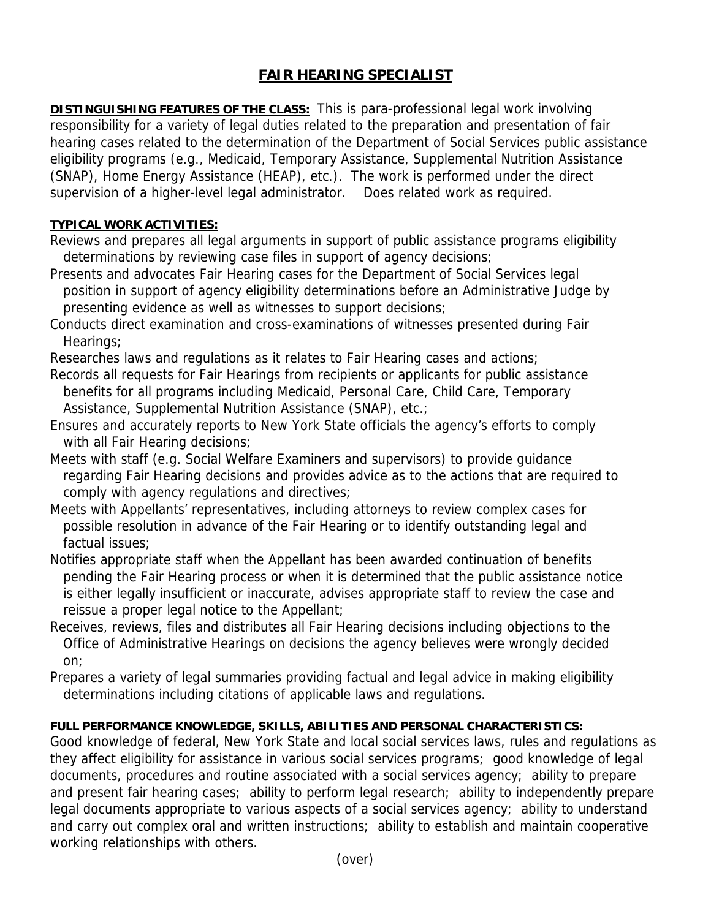# FAIR HEARING SPECIALIST

**DISTINGUISHING FEATURES OF THE CLASS:** This is para-professional legal work involving responsibility for a variety of legal duties related to the preparation and presentation of fair hearing cases related to the determination of the Department of Social Services public assistance eligibility programs (e.g., Medicaid, Temporary Assistance, Supplemental Nutrition Assistance (SNAP), Home Energy Assistance (HEAP), etc.). The work is performed under the direct supervision of a higher-level legal administrator. Does related work as required.

**TYPICAL WORK ACTIVITIES:**

Reviews and prepares all legal arguments in support of public assistance programs eligibility determinations by reviewing case files in support of agency decisions;

Presents and advocates Fair Hearing cases for the Department of Social Services legal position in support of agency eligibility determinations before an Administrative Judge by presenting evidence as well as witnesses to support decisions;

Conducts direct examination and cross-examinations of witnesses presented during Fair Hearings;

Researches laws and regulations as it relates to Fair Hearing cases and actions;

Records all requests for Fair Hearings from recipients or applicants for public assistance benefits for all programs including Medicaid, Personal Care, Child Care, Temporary Assistance, Supplemental Nutrition Assistance (SNAP), etc.;

Ensures and accurately reports to New York State officials the agency's efforts to comply with all Fair Hearing decisions;

Meets with staff (e.g. Social Welfare Examiners and supervisors) to provide guidance regarding Fair Hearing decisions and provides advice as to the actions that are required to comply with agency regulations and directives;

Meets with Appellants' representatives, including attorneys to review complex cases for possible resolution in advance of the Fair Hearing or to identify outstanding legal and factual issues;

Notifies appropriate staff when the Appellant has been awarded continuation of benefits pending the Fair Hearing process or when it is determined that the public assistance notice is either legally insufficient or inaccurate, advises appropriate staff to review the case and reissue a proper legal notice to the Appellant;

Receives, reviews, files and distributes all Fair Hearing decisions including objections to the Office of Administrative Hearings on decisions the agency believes were wrongly decided on;

Prepares a variety of legal summaries providing factual and legal advice in making eligibility determinations including citations of applicable laws and regulations.

**FULL PERFORMANCE KNOWLEDGE, SKILLS, ABILITIES AND PERSONAL CHARACTERISTICS:**

Good knowledge of federal, New York State and local social services laws, rules and regulations as they affect eligibility for assistance in various social services programs; good knowledge of legal documents, procedures and routine associated with a social services agency; ability to prepare and present fair hearing cases; ability to perform legal research; ability to independently prepare legal documents appropriate to various aspects of a social services agency; ability to understand and carry out complex oral and written instructions; ability to establish and maintain cooperative working relationships with others.

(over)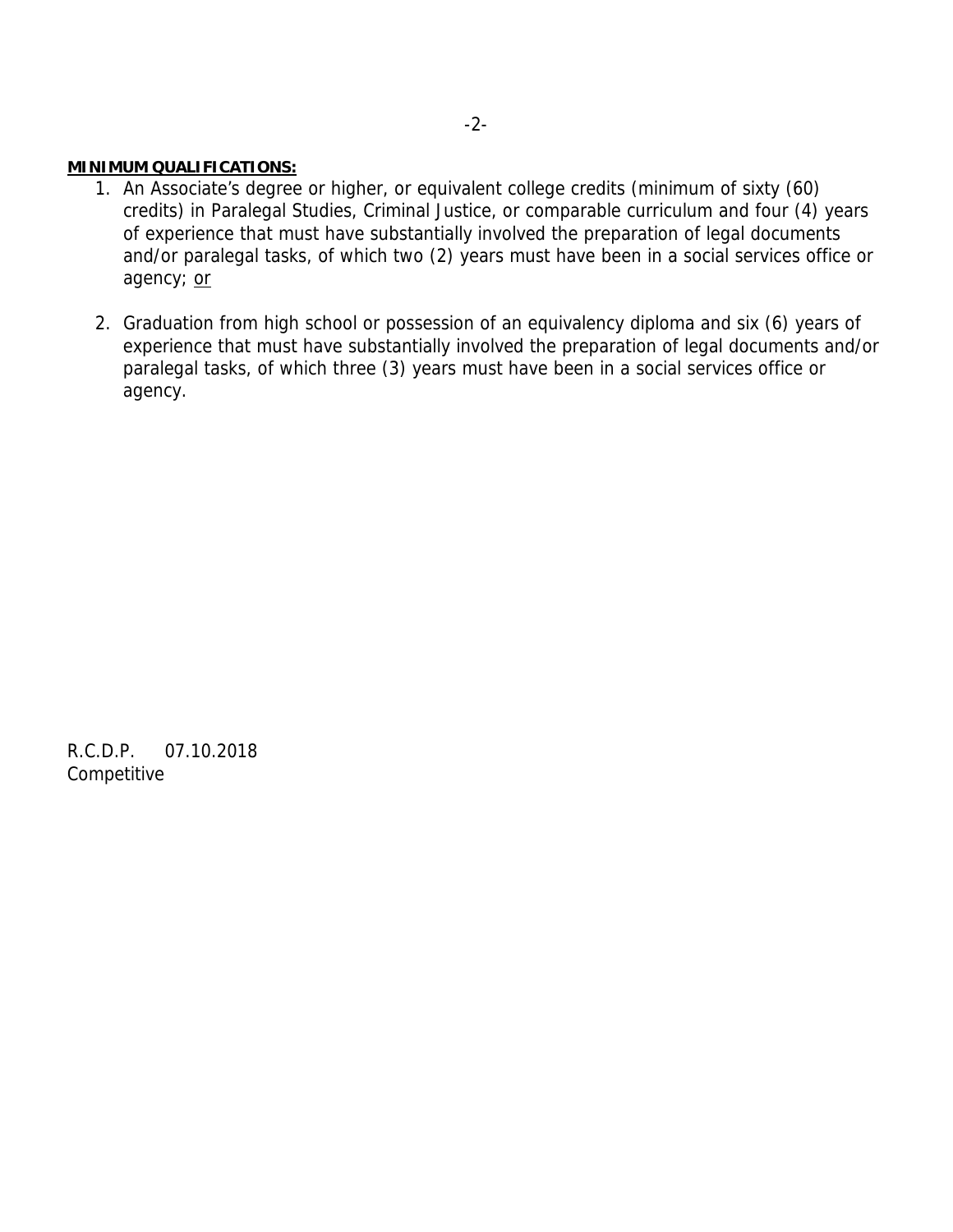**MINIMUM QUALIFICATIONS:**

1. An Associate's degree or higher, or equivalent college credits (minimum of sixty (60) credits) in Paralegal Studies, Criminal Justice, or comparable curriculum and four (4) years of experience that must have substantially involved the preparation of legal documents and/or paralegal tasks, of which two (2) years must have been in a social services office or agency; <u>or</u>

2. Graduation from high school or possession of an equivalency diploma and six (6) years of experience that must have substantially involved the preparation of legal documents and/or paralegal tasks, of which three (3) years must have been in a social services office or agency.

R.C.D.P. 07.10.2018
Competitive